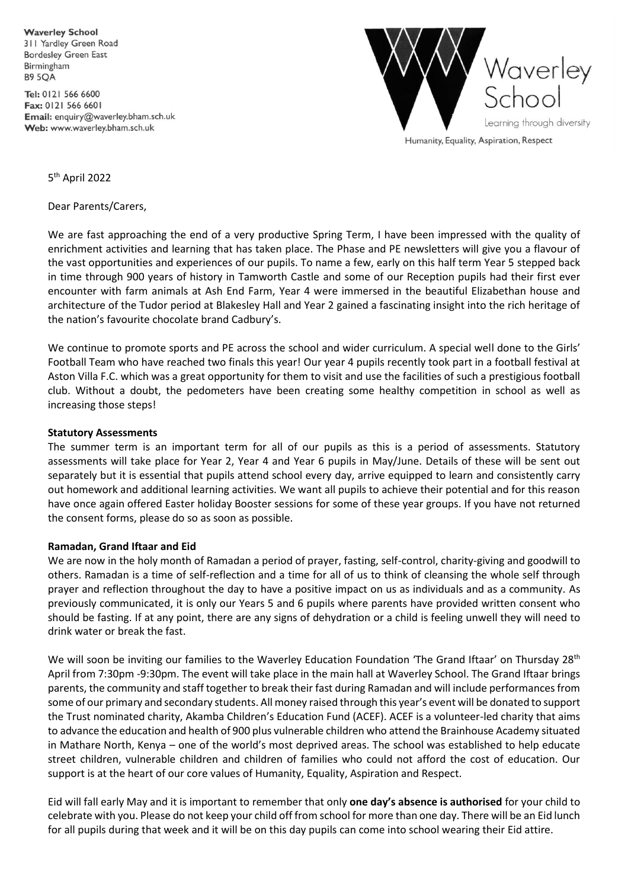**Waverley School**
311 Yardley Green Road
Bordesley Green East
Birmingham
B9 5QA

**Tel:** 0121 566 6600
**Fax:** 0121 566 6601
**Email:** enquiry@waverley.bham.sch.uk
**Web:** www.waverley.bham.sch.uk

Waverley School
Learning through diversity
Humanity, Equality, Aspiration, Respect

5th April 2022

Dear Parents/Carers,

We are fast approaching the end of a very productive Spring Term, I have been impressed with the quality of enrichment activities and learning that has taken place. The Phase and PE newsletters will give you a flavour of the vast opportunities and experiences of our pupils. To name a few, early on this half term Year 5 stepped back in time through 900 years of history in Tamworth Castle and some of our Reception pupils had their first ever encounter with farm animals at Ash End Farm, Year 4 were immersed in the beautiful Elizabethan house and architecture of the Tudor period at Blakesley Hall and Year 2 gained a fascinating insight into the rich heritage of the nation's favourite chocolate brand Cadbury's.

We continue to promote sports and PE across the school and wider curriculum. A special well done to the Girls' Football Team who have reached two finals this year! Our year 4 pupils recently took part in a football festival at Aston Villa F.C. which was a great opportunity for them to visit and use the facilities of such a prestigious football club. Without a doubt, the pedometers have been creating some healthy competition in school as well as increasing those steps!

**Statutory Assessments**

The summer term is an important term for all of our pupils as this is a period of assessments. Statutory assessments will take place for Year 2, Year 4 and Year 6 pupils in May/June. Details of these will be sent out separately but it is essential that pupils attend school every day, arrive equipped to learn and consistently carry out homework and additional learning activities. We want all pupils to achieve their potential and for this reason have once again offered Easter holiday Booster sessions for some of these year groups. If you have not returned the consent forms, please do so as soon as possible.

**Ramadan, Grand Iftaar and Eid**

We are now in the holy month of Ramadan a period of prayer, fasting, self-control, charity-giving and goodwill to others. Ramadan is a time of self-reflection and a time for all of us to think of cleansing the whole self through prayer and reflection throughout the day to have a positive impact on us as individuals and as a community. As previously communicated, it is only our Years 5 and 6 pupils where parents have provided written consent who should be fasting. If at any point, there are any signs of dehydration or a child is feeling unwell they will need to drink water or break the fast.

We will soon be inviting our families to the Waverley Education Foundation 'The Grand Iftaar' on Thursday 28th April from 7:30pm -9:30pm. The event will take place in the main hall at Waverley School. The Grand Iftaar brings parents, the community and staff together to break their fast during Ramadan and will include performances from some of our primary and secondary students. All money raised through this year's event will be donated to support the Trust nominated charity, Akamba Children's Education Fund (ACEF). ACEF is a volunteer-led charity that aims to advance the education and health of 900 plus vulnerable children who attend the Brainhouse Academy situated in Mathare North, Kenya – one of the world's most deprived areas. The school was established to help educate street children, vulnerable children and children of families who could not afford the cost of education. Our support is at the heart of our core values of Humanity, Equality, Aspiration and Respect.

Eid will fall early May and it is important to remember that only **one day's absence is authorised** for your child to celebrate with you. Please do not keep your child off from school for more than one day. There will be an Eid lunch for all pupils during that week and it will be on this day pupils can come into school wearing their Eid attire.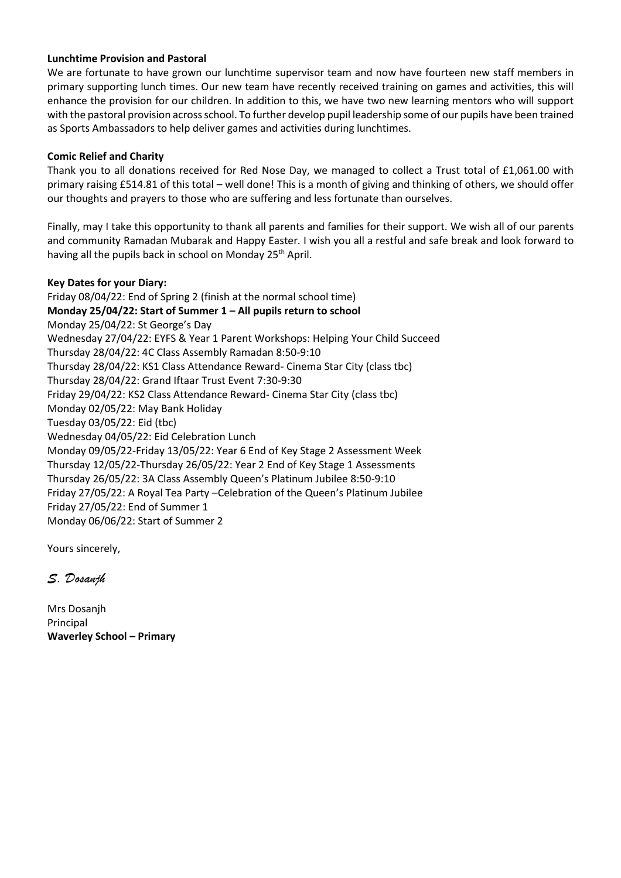**Lunchtime Provision and Pastoral**

We are fortunate to have grown our lunchtime supervisor team and now have fourteen new staff members in primary supporting lunch times. Our new team have recently received training on games and activities, this will enhance the provision for our children. In addition to this, we have two new learning mentors who will support with the pastoral provision across school. To further develop pupil leadership some of our pupils have been trained as Sports Ambassadors to help deliver games and activities during lunchtimes.

**Comic Relief and Charity**

Thank you to all donations received for Red Nose Day, we managed to collect a Trust total of £1,061.00 with primary raising £514.81 of this total – well done! This is a month of giving and thinking of others, we should offer our thoughts and prayers to those who are suffering and less fortunate than ourselves.

Finally, may I take this opportunity to thank all parents and families for their support. We wish all of our parents and community Ramadan Mubarak and Happy Easter. I wish you all a restful and safe break and look forward to having all the pupils back in school on Monday 25th April.

**Key Dates for your Diary:**

Friday 08/04/22: End of Spring 2 (finish at the normal school time)
**Monday 25/04/22: Start of Summer 1 – All pupils return to school**
Monday 25/04/22: St George's Day
Wednesday 27/04/22: EYFS & Year 1 Parent Workshops: Helping Your Child Succeed
Thursday 28/04/22: 4C Class Assembly Ramadan 8:50-9:10
Thursday 28/04/22: KS1 Class Attendance Reward- Cinema Star City (class tbc)
Thursday 28/04/22: Grand Iftaar Trust Event 7:30-9:30
Friday 29/04/22: KS2 Class Attendance Reward- Cinema Star City (class tbc)
Monday 02/05/22: May Bank Holiday
Tuesday 03/05/22: Eid (tbc)
Wednesday 04/05/22: Eid Celebration Lunch
Monday 09/05/22-Friday 13/05/22: Year 6 End of Key Stage 2 Assessment Week
Thursday 12/05/22-Thursday 26/05/22: Year 2 End of Key Stage 1 Assessments
Thursday 26/05/22: 3A Class Assembly Queen's Platinum Jubilee 8:50-9:10
Friday 27/05/22: A Royal Tea Party –Celebration of the Queen's Platinum Jubilee
Friday 27/05/22: End of Summer 1
Monday 06/06/22: Start of Summer 2

Yours sincerely,

*S. Dosanjh*

Mrs Dosanjh
Principal
**Waverley School – Primary**